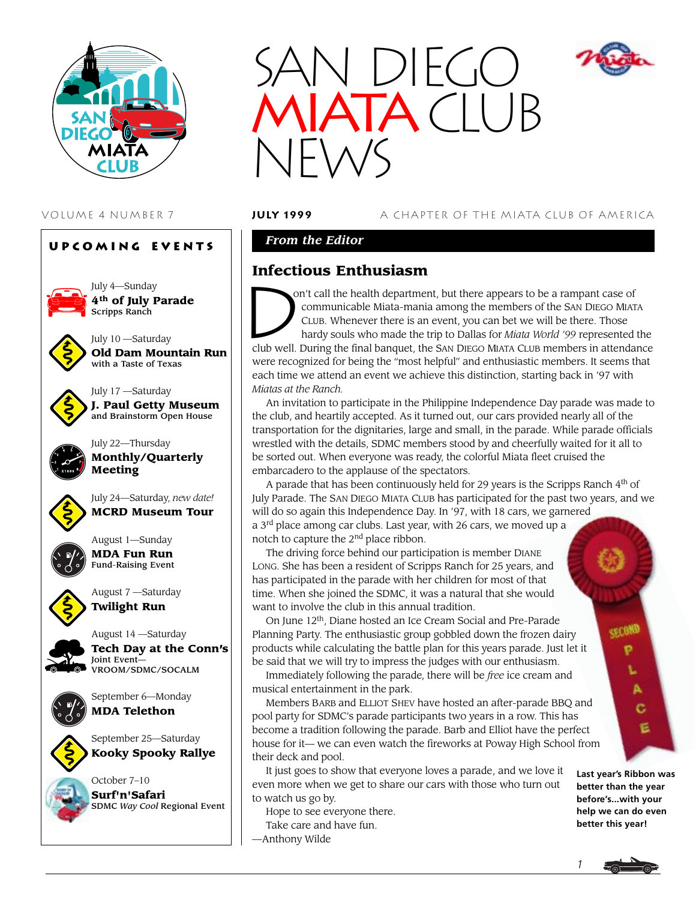# SAN DIEGO MIATA CLUB NEWS

VOLUME 4 NUMBER 7 | **JULY 1999** | A CHAPTER OF THE MIATA CLUB OF AMERICA

## UPCOMING EVENTS

July 4—Sunday
**4th of July Parade**
Scripps Ranch

July 10 —Saturday
**Old Dam Mountain Run**
with a Taste of Texas

July 17 —Saturday
**J. Paul Getty Museum**
and Brainstorm Open House

July 22—Thursday
**Monthly/Quarterly Meeting**

July 24—Saturday, *new date!*
**MCRD Museum Tour**

August 1—Sunday
**MDA Fun Run**
Fund-Raising Event

August 7 —Saturday
**Twilight Run**

August 14 —Saturday
**Tech Day at the Conn's**
Joint Event—
VROOM/SDMC/SOCALM

September 6—Monday
**MDA Telethon**

September 25—Saturday
**Kooky Spooky Rallye**

October 7–10
**Surf'n'Safari**
SDMC *Way Cool* Regional Event

## *From the Editor*

## Infectious Enthusiasm

Don't call the health department, but there appears to be a rampant case of communicable Miata-mania among the members of the SAN DIEGO MIATA CLUB. Whenever there is an event, you can bet we will be there. Those hardy souls who made the trip to Dallas for *Miata World '99* represented the club well. During the final banquet, the SAN DIEGO MIATA CLUB members in attendance were recognized for being the "most helpful" and enthusiastic members. It seems that each time we attend an event we achieve this distinction, starting back in '97 with *Miatas at the Ranch.*

An invitation to participate in the Philippine Independence Day parade was made to the club, and heartily accepted. As it turned out, our cars provided nearly all of the transportation for the dignitaries, large and small, in the parade. While parade officials wrestled with the details, SDMC members stood by and cheerfully waited for it all to be sorted out. When everyone was ready, the colorful Miata fleet cruised the embarcadero to the applause of the spectators.

A parade that has been continuously held for 29 years is the Scripps Ranch 4th of July Parade. The SAN DIEGO MIATA CLUB has participated for the past two years, and we will do so again this Independence Day. In '97, with 18 cars, we garnered a 3rd place among car clubs. Last year, with 26 cars, we moved up a notch to capture the 2nd place ribbon.

The driving force behind our participation is member DIANE LONG. She has been a resident of Scripps Ranch for 25 years, and has participated in the parade with her children for most of that time. When she joined the SDMC, it was a natural that she would want to involve the club in this annual tradition.

On June 12th, Diane hosted an Ice Cream Social and Pre-Parade Planning Party. The enthusiastic group gobbled down the frozen dairy products while calculating the battle plan for this years parade. Just let it be said that we will try to impress the judges with our enthusiasm.

Immediately following the parade, there will be *free* ice cream and musical entertainment in the park.

Members BARB and ELLIOT SHEV have hosted an after-parade BBQ and pool party for SDMC's parade participants two years in a row. This has become a tradition following the parade. Barb and Elliot have the perfect house for it— we can even watch the fireworks at Poway High School from their deck and pool.

It just goes to show that everyone loves a parade, and we love it even more when we get to share our cars with those who turn out to watch us go by.

Hope to see everyone there.

Take care and have fun.

—Anthony Wilde

**Last year's Ribbon was better than the year before's...with your help we can do even better this year!**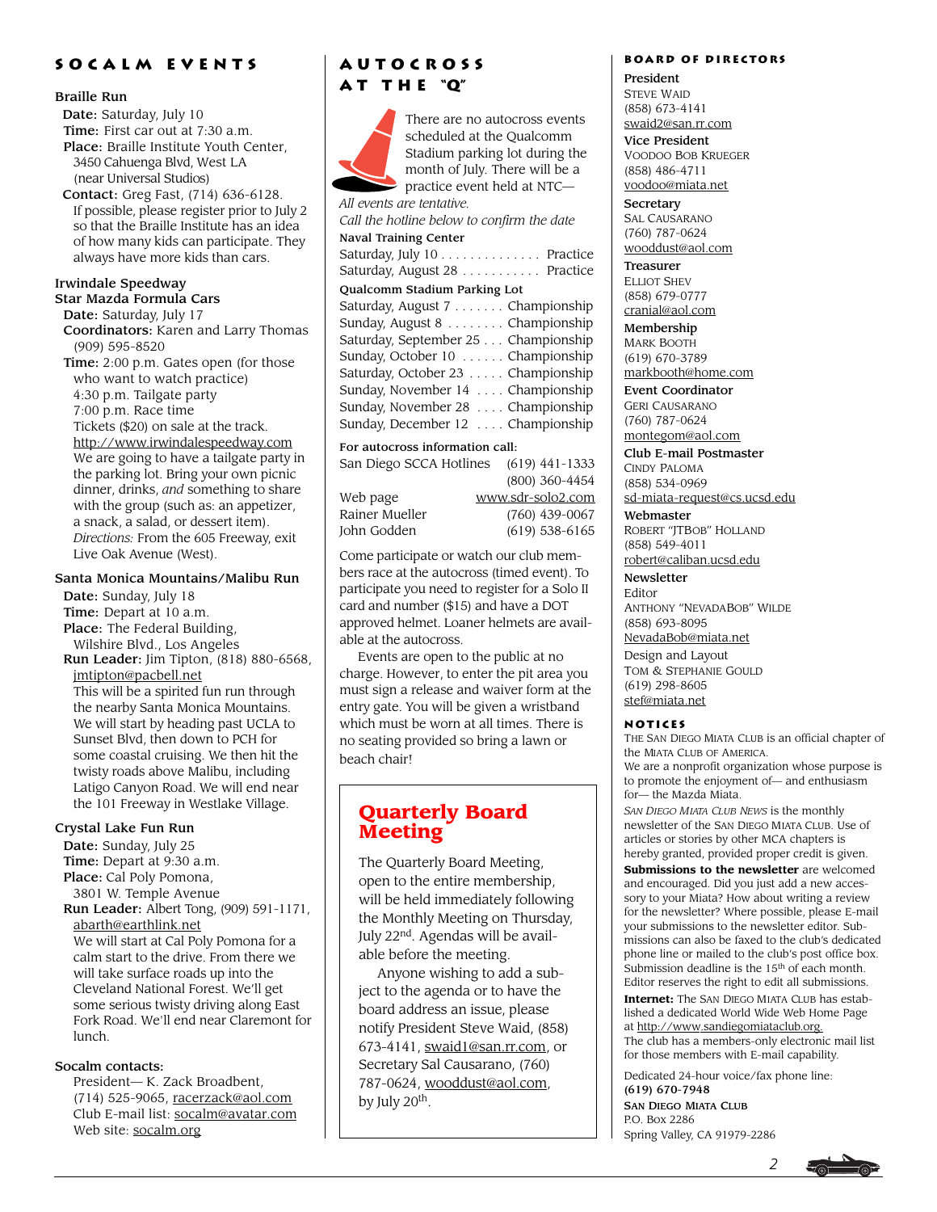## SOCALM EVENTS

### Braille Run

**Date:** Saturday, July 10
**Time:** First car out at 7:30 a.m.
**Place:** Braille Institute Youth Center, 3450 Cahuenga Blvd, West LA (near Universal Studios)
**Contact:** Greg Fast, (714) 636-6128. If possible, please register prior to July 2 so that the Braille Institute has an idea of how many kids can participate. They always have more kids than cars.

### Irwindale Speedway Star Mazda Formula Cars

**Date:** Saturday, July 17
**Coordinators:** Karen and Larry Thomas (909) 595-8520
**Time:** 2:00 p.m. Gates open (for those who want to watch practice)
4:30 p.m. Tailgate party
7:00 p.m. Race time
Tickets ($20) on sale at the track.
http://www.irwindalespeedway.com
We are going to have a tailgate party in the parking lot. Bring your own picnic dinner, drinks, *and* something to share with the group (such as: an appetizer, a snack, a salad, or dessert item).
*Directions:* From the 605 Freeway, exit Live Oak Avenue (West).

### Santa Monica Mountains/Malibu Run

**Date:** Sunday, July 18
**Time:** Depart at 10 a.m.
**Place:** The Federal Building, Wilshire Blvd., Los Angeles
**Run Leader:** Jim Tipton, (818) 880-6568, jmtipton@pacbell.net
This will be a spirited fun run through the nearby Santa Monica Mountains. We will start by heading past UCLA to Sunset Blvd, then down to PCH for some coastal cruising. We then hit the twisty roads above Malibu, including Latigo Canyon Road. We will end near the 101 Freeway in Westlake Village.

### Crystal Lake Fun Run

**Date:** Sunday, July 25
**Time:** Depart at 9:30 a.m.
**Place:** Cal Poly Pomona, 3801 W. Temple Avenue
**Run Leader:** Albert Tong, (909) 591-1171, abarth@earthlink.net
We will start at Cal Poly Pomona for a calm start to the drive. From there we will take surface roads up into the Cleveland National Forest. We'll get some serious twisty driving along East Fork Road. We'll end near Claremont for lunch.

### Socalm contacts:

President— K. Zack Broadbent, (714) 525-9065, racerzack@aol.com
Club E-mail list: socalm@avatar.com
Web site: socalm.org

## AUTOCROSS AT THE "Q"

There are no autocross events scheduled at the Qualcomm Stadium parking lot during the month of July. There will be a practice event held at NTC—

*All events are tentative.*
*Call the hotline below to confirm the date*

**Naval Training Center**

| | |
|---|---|
| Saturday, July 10 | Practice |
| Saturday, August 28 | Practice |

**Qualcomm Stadium Parking Lot**

| | |
|---|---|
| Saturday, August 7 | Championship |
| Sunday, August 8 | Championship |
| Saturday, September 25 | Championship |
| Sunday, October 10 | Championship |
| Saturday, October 23 | Championship |
| Sunday, November 14 | Championship |
| Sunday, November 28 | Championship |
| Sunday, December 12 | Championship |

**For autocross information call:**

| | |
|---|---|
| San Diego SCCA Hotlines | (619) 441-1333 |
| | (800) 360-4454 |
| Web page | www.sdr-solo2.com |
| Rainer Mueller | (760) 439-0067 |
| John Godden | (619) 538-6165 |

Come participate or watch our club members race at the autocross (timed event). To participate you need to register for a Solo II card and number ($15) and have a DOT approved helmet. Loaner helmets are available at the autocross.

Events are open to the public at no charge. However, to enter the pit area you must sign a release and waiver form at the entry gate. You will be given a wristband which must be worn at all times. There is no seating provided so bring a lawn or beach chair!

## Quarterly Board Meeting

The Quarterly Board Meeting, open to the entire membership, will be held immediately following the Monthly Meeting on Thursday, July 22nd. Agendas will be available before the meeting.

Anyone wishing to add a subject to the agenda or to have the board address an issue, please notify President Steve Waid, (858) 673-4141, swaid1@san.rr.com, or Secretary Sal Causarano, (760) 787-0624, wooddust@aol.com, by July 20th.

## BOARD OF DIRECTORS

**President**
Steve Waid
(858) 673-4141
swaid2@san.rr.com

**Vice President**
Voodoo Bob Krueger
(858) 486-4711
voodoo@miata.net

**Secretary**
Sal Causarano
(760) 787-0624
wooddust@aol.com

**Treasurer**
Elliot Shev
(858) 679-0777
cranial@aol.com

**Membership**
Mark Booth
(619) 670-3789
markbooth@home.com

**Event Coordinator**
Geri Causarano
(760) 787-0624
montegom@aol.com

**Club E-mail Postmaster**
Cindy Paloma
(858) 534-0969
sd-miata-request@cs.ucsd.edu

**Webmaster**
Robert "JTBob" Holland
(858) 549-4011
robert@caliban.ucsd.edu

**Newsletter**
Editor
Anthony "NevadaBob" Wilde
(858) 693-8095
NevadaBob@miata.net

Design and Layout
Tom & Stephanie Gould
(619) 298-8605
stef@miata.net

## NOTICES

The San Diego Miata Club is an official chapter of the Miata Club of America.

We are a nonprofit organization whose purpose is to promote the enjoyment of— and enthusiasm for— the Mazda Miata.

*San Diego Miata Club News* is the monthly newsletter of the San Diego Miata Club. Use of articles or stories by other MCA chapters is hereby granted, provided proper credit is given.

**Submissions to the newsletter** are welcomed and encouraged. Did you just add a new accessory to your Miata? How about writing a review for the newsletter? Where possible, please E-mail your submissions to the newsletter editor. Submissions can also be faxed to the club's dedicated phone line or mailed to the club's post office box. Submission deadline is the 15th of each month. Editor reserves the right to edit all submissions.

**Internet:** The San Diego Miata Club has established a dedicated World Wide Web Home Page at http://www.sandiegomiataclub.org. The club has a members-only electronic mail list for those members with E-mail capability.

Dedicated 24-hour voice/fax phone line:
**(619) 670-7948**

**San Diego Miata Club**
P.O. Box 2286
Spring Valley, CA 91979-2286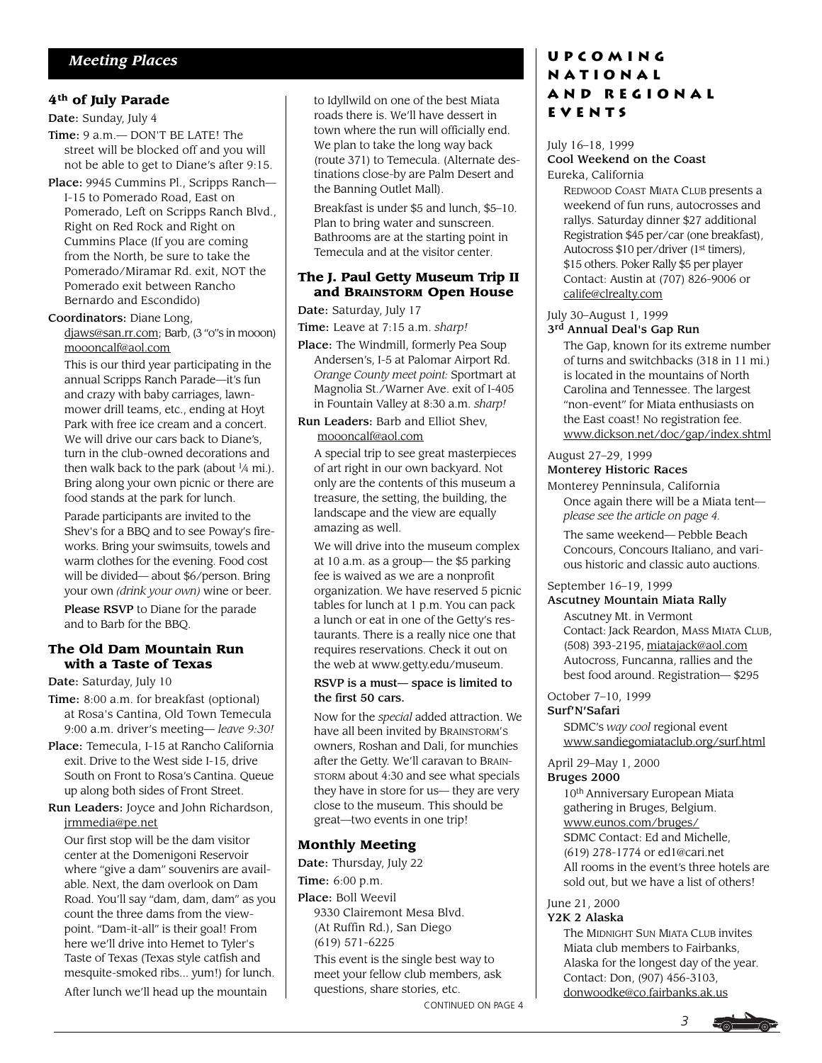## Meeting Places

### 4th of July Parade

**Date:** Sunday, July 4

**Time:** 9 a.m.— DON'T BE LATE! The street will be blocked off and you will not be able to get to Diane's after 9:15.

**Place:** 9945 Cummins Pl., Scripps Ranch— I-15 to Pomerado Road, East on Pomerado, Left on Scripps Ranch Blvd., Right on Red Rock and Right on Cummins Place (If you are coming from the North, be sure to take the Pomerado/Miramar Rd. exit, NOT the Pomerado exit between Rancho Bernardo and Escondido)

**Coordinators:** Diane Long, djaws@san.rr.com; Barb, (3 "o"s in mooon) moooncalf@aol.com

This is our third year participating in the annual Scripps Ranch Parade—it's fun and crazy with baby carriages, lawnmower drill teams, etc., ending at Hoyt Park with free ice cream and a concert. We will drive our cars back to Diane's, turn in the club-owned decorations and then walk back to the park (about 1/4 mi.). Bring along your own picnic or there are food stands at the park for lunch.

Parade participants are invited to the Shev's for a BBQ and to see Poway's fireworks. Bring your swimsuits, towels and warm clothes for the evening. Food cost will be divided— about $6/person. Bring your own *(drink your own)* wine or beer.

**Please RSVP** to Diane for the parade and to Barb for the BBQ.

### The Old Dam Mountain Run with a Taste of Texas

**Date:** Saturday, July 10

**Time:** 8:00 a.m. for breakfast (optional) at Rosa's Cantina, Old Town Temecula 9:00 a.m. driver's meeting— *leave 9:30!*

**Place:** Temecula, I-15 at Rancho California exit. Drive to the West side I-15, drive South on Front to Rosa's Cantina. Queue up along both sides of Front Street.

**Run Leaders:** Joyce and John Richardson, jrmmedia@pe.net

Our first stop will be the dam visitor center at the Domenigoni Reservoir where "give a dam" souvenirs are available. Next, the dam overlook on Dam Road. You'll say "dam, dam, dam" as you count the three dams from the viewpoint. "Dam-it-all" is their goal! From here we'll drive into Hemet to Tyler's Taste of Texas (Texas style catfish and mesquite-smoked ribs... yum!) for lunch.

After lunch we'll head up the mountain to Idyllwild on one of the best Miata roads there is. We'll have dessert in town where the run will officially end. We plan to take the long way back (route 371) to Temecula. (Alternate destinations close-by are Palm Desert and the Banning Outlet Mall).

Breakfast is under $5 and lunch, $5–10. Plan to bring water and sunscreen. Bathrooms are at the starting point in Temecula and at the visitor center.

### The J. Paul Getty Museum Trip II and BRAINSTORM Open House

**Date:** Saturday, July 17

**Time:** Leave at 7:15 a.m. *sharp!*

**Place:** The Windmill, formerly Pea Soup Andersen's, I-5 at Palomar Airport Rd. *Orange County meet point:* Sportmart at Magnolia St./Warner Ave. exit of I-405 in Fountain Valley at 8:30 a.m. *sharp!*

**Run Leaders:** Barb and Elliot Shev, moooncalf@aol.com

A special trip to see great masterpieces of art right in our own backyard. Not only are the contents of this museum a treasure, the setting, the building, the landscape and the view are equally amazing as well.

We will drive into the museum complex at 10 a.m. as a group— the $5 parking fee is waived as we are a nonprofit organization. We have reserved 5 picnic tables for lunch at 1 p.m. You can pack a lunch or eat in one of the Getty's restaurants. There is a really nice one that requires reservations. Check it out on the web at www.getty.edu/museum.

**RSVP is a must— space is limited to the first 50 cars.**

Now for the *special* added attraction. We have all been invited by BRAINSTORM's owners, Roshan and Dali, for munchies after the Getty. We'll caravan to BRAINSTORM about 4:30 and see what specials they have in store for us— they are very close to the museum. This should be great—two events in one trip!

### Monthly Meeting

**Date:** Thursday, July 22

**Time:** 6:00 p.m.

**Place:** Boll Weevil
9330 Clairemont Mesa Blvd.
(At Ruffin Rd.), San Diego
(619) 571-6225

This event is the single best way to meet your fellow club members, ask questions, share stories, etc.

CONTINUED ON PAGE 4

## UPCOMING NATIONAL AND REGIONAL EVENTS

July 16–18, 1999
**Cool Weekend on the Coast**
Eureka, California

REDWOOD COAST MIATA CLUB presents a weekend of fun runs, autocrosses and rallys. Saturday dinner $27 additional Registration $45 per/car (one breakfast), Autocross $10 per/driver (1st timers), $15 others. Poker Rally $5 per player Contact: Austin at (707) 826-9006 or calife@clrealty.com

July 30–August 1, 1999
**3rd Annual Deal's Gap Run**

The Gap, known for its extreme number of turns and switchbacks (318 in 11 mi.) is located in the mountains of North Carolina and Tennessee. The largest "non-event" for Miata enthusiasts on the East coast! No registration fee. www.dickson.net/doc/gap/index.shtml

August 27–29, 1999
**Monterey Historic Races**
Monterey Penninsula, California

Once again there will be a Miata tent— *please see the article on page 4.*

The same weekend— Pebble Beach Concours, Concours Italiano, and various historic and classic auto auctions.

September 16–19, 1999
**Ascutney Mountain Miata Rally**

Ascutney Mt. in Vermont
Contact: Jack Reardon, MASS MIATA CLUB, (508) 393-2195, miatajack@aol.com
Autocross, Funcanna, rallies and the best food around. Registration— $295

October 7–10, 1999
**Surf'N'Safari**

SDMC's *way cool* regional event
www.sandiegomiataclub.org/surf.html

April 29–May 1, 2000
**Bruges 2000**

10th Anniversary European Miata gathering in Bruges, Belgium.
www.eunos.com/bruges/
SDMC Contact: Ed and Michelle, (619) 278-1774 or ed1@cari.net
All rooms in the event's three hotels are sold out, but we have a list of others!

June 21, 2000
**Y2K 2 Alaska**

The MIDNIGHT SUN MIATA CLUB invites Miata club members to Fairbanks, Alaska for the longest day of the year. Contact: Don, (907) 456-3103, donwoodke@co.fairbanks.ak.us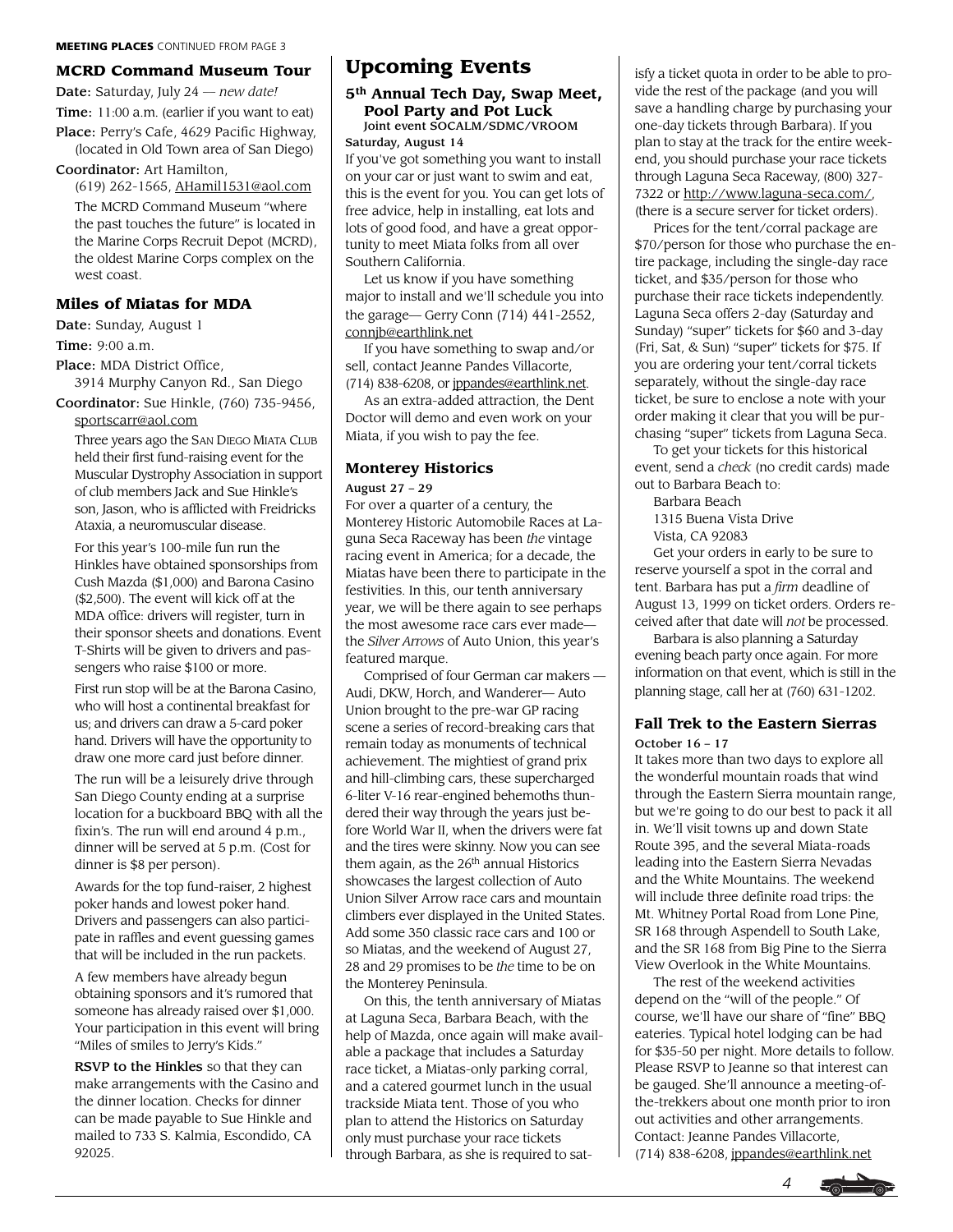**MEETING PLACES** CONTINUED FROM PAGE 3

### MCRD Command Museum Tour

**Date:** Saturday, July 24 — *new date!*

**Time:** 11:00 a.m. (earlier if you want to eat)

**Place:** Perry's Cafe, 4629 Pacific Highway, (located in Old Town area of San Diego)

**Coordinator:** Art Hamilton, (619) 262-1565, AHamil1531@aol.com

The MCRD Command Museum "where the past touches the future" is located in the Marine Corps Recruit Depot (MCRD), the oldest Marine Corps complex on the west coast.

### Miles of Miatas for MDA

**Date:** Sunday, August 1

**Time:** 9:00 a.m.

**Place:** MDA District Office, 3914 Murphy Canyon Rd., San Diego

**Coordinator:** Sue Hinkle, (760) 735-9456, sportscarr@aol.com

Three years ago the SAN DIEGO MIATA CLUB held their first fund-raising event for the Muscular Dystrophy Association in support of club members Jack and Sue Hinkle's son, Jason, who is afflicted with Freidricks Ataxia, a neuromuscular disease.

For this year's 100-mile fun run the Hinkles have obtained sponsorships from Cush Mazda ($1,000) and Barona Casino ($2,500). The event will kick off at the MDA office: drivers will register, turn in their sponsor sheets and donations. Event T-Shirts will be given to drivers and passengers who raise $100 or more.

First run stop will be at the Barona Casino, who will host a continental breakfast for us; and drivers can draw a 5-card poker hand. Drivers will have the opportunity to draw one more card just before dinner.

The run will be a leisurely drive through San Diego County ending at a surprise location for a buckboard BBQ with all the fixin's. The run will end around 4 p.m., dinner will be served at 5 p.m. (Cost for dinner is $8 per person).

Awards for the top fund-raiser, 2 highest poker hands and lowest poker hand. Drivers and passengers can also participate in raffles and event guessing games that will be included in the run packets.

A few members have already begun obtaining sponsors and it's rumored that someone has already raised over $1,000. Your participation in this event will bring "Miles of smiles to Jerry's Kids."

**RSVP to the Hinkles** so that they can make arrangements with the Casino and the dinner location. Checks for dinner can be made payable to Sue Hinkle and mailed to 733 S. Kalmia, Escondido, CA 92025.

## Upcoming Events

### 5th Annual Tech Day, Swap Meet, Pool Party and Pot Luck

**Joint event SOCALM/SDMC/VROOM**

**Saturday, August 14**

If you've got something you want to install on your car or just want to swim and eat, this is the event for you. You can get lots of free advice, help in installing, eat lots and lots of good food, and have a great opportunity to meet Miata folks from all over Southern California.

Let us know if you have something major to install and we'll schedule you into the garage— Gerry Conn (714) 441-2552, connjb@earthlink.net

If you have something to swap and/or sell, contact Jeanne Pandes Villacorte, (714) 838-6208, or jppandes@earthlink.net.

As an extra-added attraction, the Dent Doctor will demo and even work on your Miata, if you wish to pay the fee.

### Monterey Historics

**August 27 – 29**

For over a quarter of a century, the Monterey Historic Automobile Races at Laguna Seca Raceway has been *the* vintage racing event in America; for a decade, the Miatas have been there to participate in the festivities. In this, our tenth anniversary year, we will be there again to see perhaps the most awesome race cars ever made—the *Silver Arrows* of Auto Union, this year's featured marque.

Comprised of four German car makers — Audi, DKW, Horch, and Wanderer— Auto Union brought to the pre-war GP racing scene a series of record-breaking cars that remain today as monuments of technical achievement. The mightiest of grand prix and hill-climbing cars, these supercharged 6-liter V-16 rear-engined behemoths thundered their way through the years just before World War II, when the drivers were fat and the tires were skinny. Now you can see them again, as the 26th annual Historics showcases the largest collection of Auto Union Silver Arrow race cars and mountain climbers ever displayed in the United States. Add some 350 classic race cars and 100 or so Miatas, and the weekend of August 27, 28 and 29 promises to be *the* time to be on the Monterey Peninsula.

On this, the tenth anniversary of Miatas at Laguna Seca, Barbara Beach, with the help of Mazda, once again will make available a package that includes a Saturday race ticket, a Miatas-only parking corral, and a catered gourmet lunch in the usual trackside Miata tent. Those of you who plan to attend the Historics on Saturday only must purchase your race tickets through Barbara, as she is required to satisfy a ticket quota in order to be able to provide the rest of the package (and you will save a handling charge by purchasing your one-day tickets through Barbara). If you plan to stay at the track for the entire weekend, you should purchase your race tickets through Laguna Seca Raceway, (800) 327-7322 or http://www.laguna-seca.com/, (there is a secure server for ticket orders).

Prices for the tent/corral package are $70/person for those who purchase the entire package, including the single-day race ticket, and $35/person for those who purchase their race tickets independently. Laguna Seca offers 2-day (Saturday and Sunday) "super" tickets for $60 and 3-day (Fri, Sat, & Sun) "super" tickets for $75. If you are ordering your tent/corral tickets separately, without the single-day race ticket, be sure to enclose a note with your order making it clear that you will be purchasing "super" tickets from Laguna Seca.

To get your tickets for this historical event, send a *check* (no credit cards) made out to Barbara Beach to:

Barbara Beach
1315 Buena Vista Drive
Vista, CA 92083

Get your orders in early to be sure to reserve yourself a spot in the corral and tent. Barbara has put a *firm* deadline of August 13, 1999 on ticket orders. Orders received after that date will *not* be processed.

Barbara is also planning a Saturday evening beach party once again. For more information on that event, which is still in the planning stage, call her at (760) 631-1202.

### Fall Trek to the Eastern Sierras

**October 16 – 17**

It takes more than two days to explore all the wonderful mountain roads that wind through the Eastern Sierra mountain range, but we're going to do our best to pack it all in. We'll visit towns up and down State Route 395, and the several Miata-roads leading into the Eastern Sierra Nevadas and the White Mountains. The weekend will include three definite road trips: the Mt. Whitney Portal Road from Lone Pine, SR 168 through Aspendell to South Lake, and the SR 168 from Big Pine to the Sierra View Overlook in the White Mountains.

The rest of the weekend activities depend on the "will of the people." Of course, we'll have our share of "fine" BBQ eateries. Typical hotel lodging can be had for $35-50 per night. More details to follow. Please RSVP to Jeanne so that interest can be gauged. She'll announce a meeting-of-the-trekkers about one month prior to iron out activities and other arrangements. Contact: Jeanne Pandes Villacorte, (714) 838-6208, jppandes@earthlink.net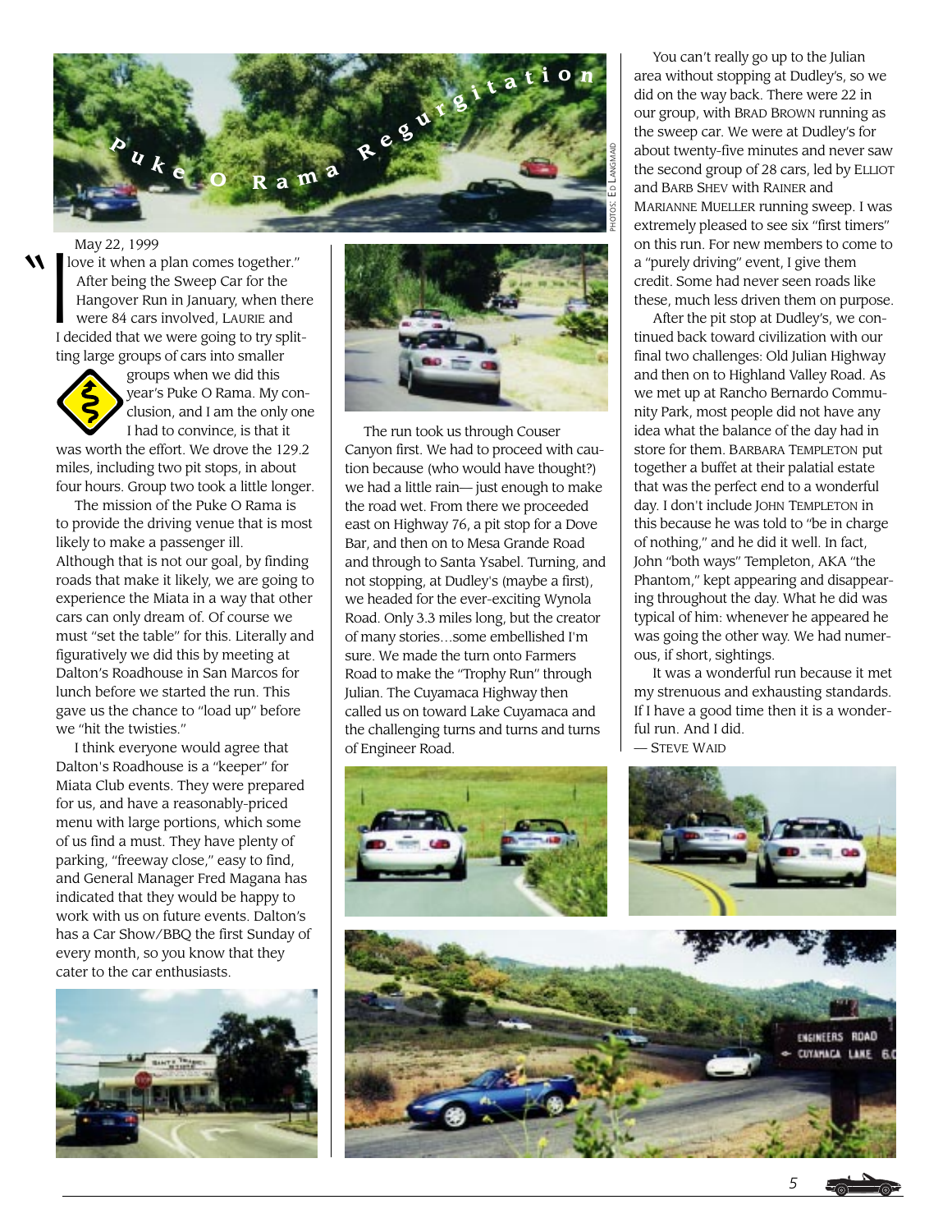# Puke O Rama Regurgitation

PHOTOS: ED LANGMAID

May 22, 1999

"I love it when a plan comes together." After being the Sweep Car for the Hangover Run in January, when there were 84 cars involved, LAURIE and I decided that we were going to try splitting large groups of cars into smaller groups when we did this year's Puke O Rama. My conclusion, and I am the only one I had to convince, is that it was worth the effort. We drove the 129.2 miles, including two pit stops, in about four hours. Group two took a little longer.

The mission of the Puke O Rama is to provide the driving venue that is most likely to make a passenger ill. Although that is not our goal, by finding roads that make it likely, we are going to experience the Miata in a way that other cars can only dream of. Of course we must "set the table" for this. Literally and figuratively we did this by meeting at Dalton's Roadhouse in San Marcos for lunch before we started the run. This gave us the chance to "load up" before we "hit the twisties."

I think everyone would agree that Dalton's Roadhouse is a "keeper" for Miata Club events. They were prepared for us, and have a reasonably-priced menu with large portions, which some of us find a must. They have plenty of parking, "freeway close," easy to find, and General Manager Fred Magana has indicated that they would be happy to work with us on future events. Dalton's has a Car Show/BBQ the first Sunday of every month, so you know that they cater to the car enthusiasts.

The run took us through Couser Canyon first. We had to proceed with caution because (who would have thought?) we had a little rain— just enough to make the road wet. From there we proceeded east on Highway 76, a pit stop for a Dove Bar, and then on to Mesa Grande Road and through to Santa Ysabel. Turning, and not stopping, at Dudley's (maybe a first), we headed for the ever-exciting Wynola Road. Only 3.3 miles long, but the creator of many stories…some embellished I'm sure. We made the turn onto Farmers Road to make the "Trophy Run" through Julian. The Cuyamaca Highway then called us on toward Lake Cuyamaca and the challenging turns and turns and turns of Engineer Road.

You can't really go up to the Julian area without stopping at Dudley's, so we did on the way back. There were 22 in our group, with BRAD BROWN running as the sweep car. We were at Dudley's for about twenty-five minutes and never saw the second group of 28 cars, led by ELLIOT and BARB SHEV with RAINER and MARIANNE MUELLER running sweep. I was extremely pleased to see six "first timers" on this run. For new members to come to a "purely driving" event, I give them credit. Some had never seen roads like these, much less driven them on purpose.

After the pit stop at Dudley's, we continued back toward civilization with our final two challenges: Old Julian Highway and then on to Highland Valley Road. As we met up at Rancho Bernardo Community Park, most people did not have any idea what the balance of the day had in store for them. BARBARA TEMPLETON put together a buffet at their palatial estate that was the perfect end to a wonderful day. I don't include JOHN TEMPLETON in this because he was told to "be in charge of nothing," and he did it well. In fact, John "both ways" Templeton, AKA "the Phantom," kept appearing and disappearing throughout the day. What he did was typical of him: whenever he appeared he was going the other way. We had numerous, if short, sightings.

It was a wonderful run because it met my strenuous and exhausting standards. If I have a good time then it is a wonderful run. And I did.

— STEVE WAID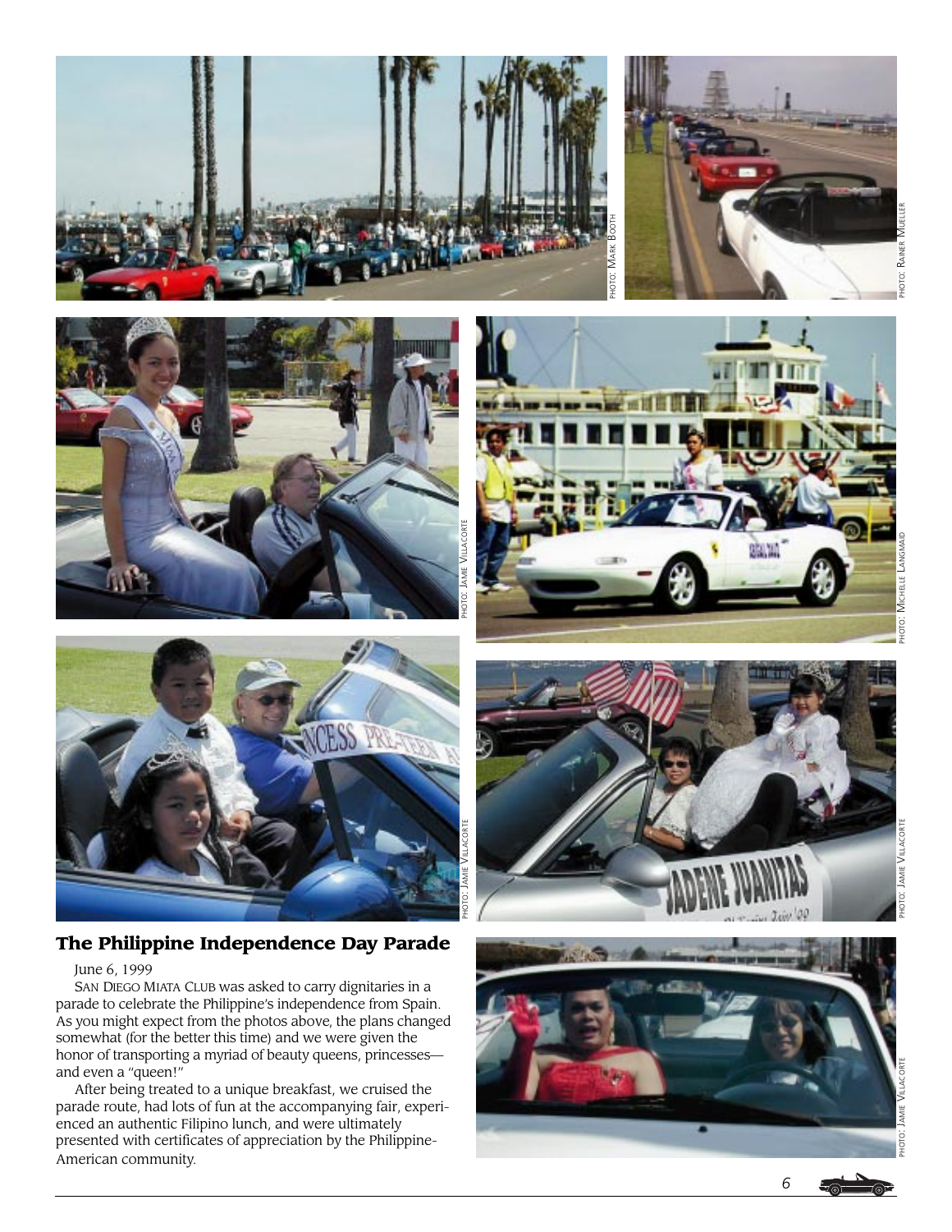PHOTO: MARK BOOTH

PHOTO: RAINER MUELLER

PHOTO: JAMIE VILLACORTE

PHOTO: MICHELLE LANGMAID

PHOTO: JAMIE VILLACORTE

PHOTO: JAMIE VILLACORTE

## The Philippine Independence Day Parade

June 6, 1999

SAN DIEGO MIATA CLUB was asked to carry dignitaries in a parade to celebrate the Philippine's independence from Spain. As you might expect from the photos above, the plans changed somewhat (for the better this time) and we were given the honor of transporting a myriad of beauty queens, princesses—and even a "queen!"

After being treated to a unique breakfast, we cruised the parade route, had lots of fun at the accompanying fair, experienced an authentic Filipino lunch, and were ultimately presented with certificates of appreciation by the Philippine-American community.

PHOTO: JAMIE VILLACORTE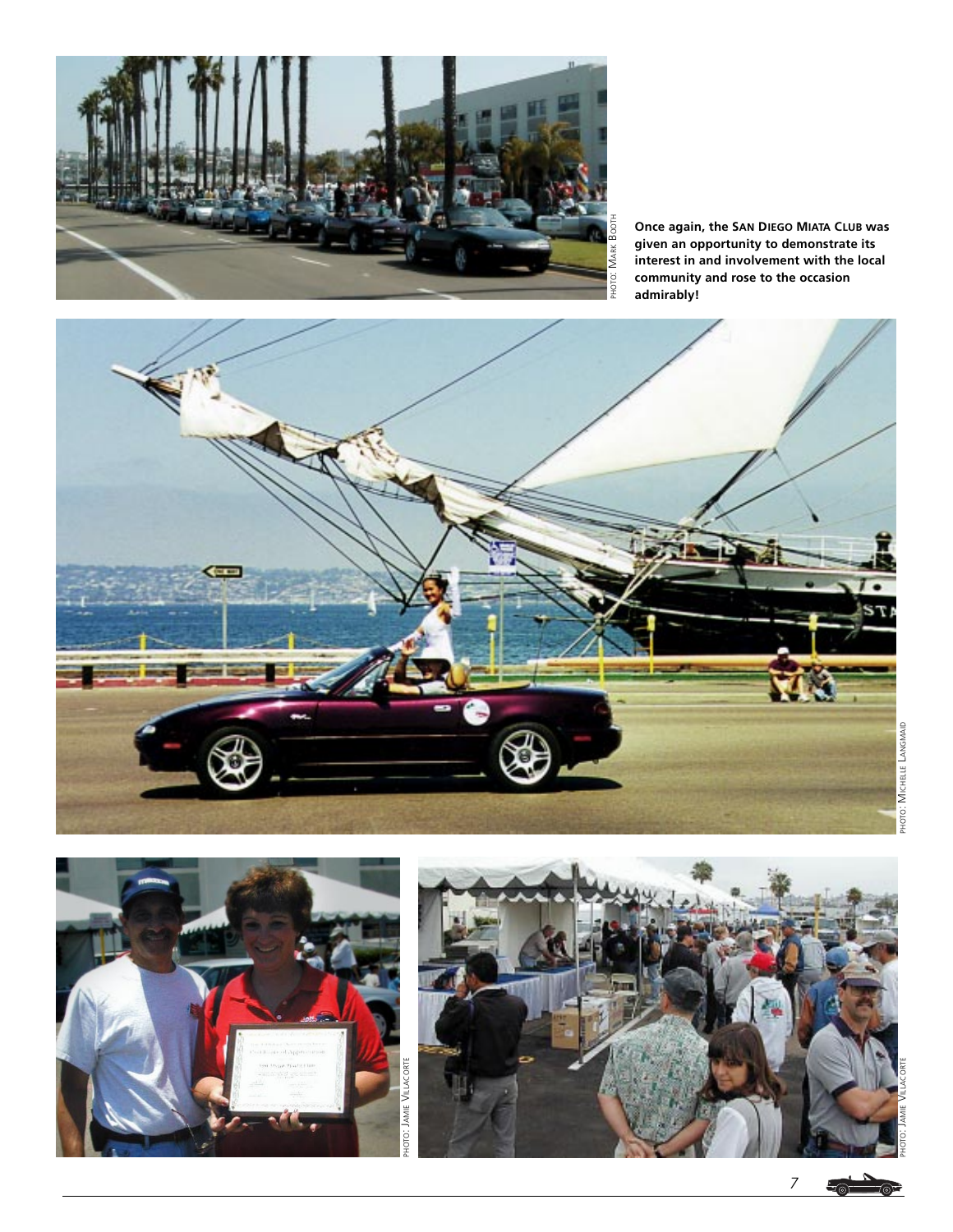PHOTO: MARK BOOTH

**Once again, the SAN DIEGO MIATA CLUB was given an opportunity to demonstrate its interest in and involvement with the local community and rose to the occasion admirably!**

PHOTO: MICHELLE LANGMAID

PHOTO: JAMIE VILLACORTE

PHOTO: JAMIE VILLACORTE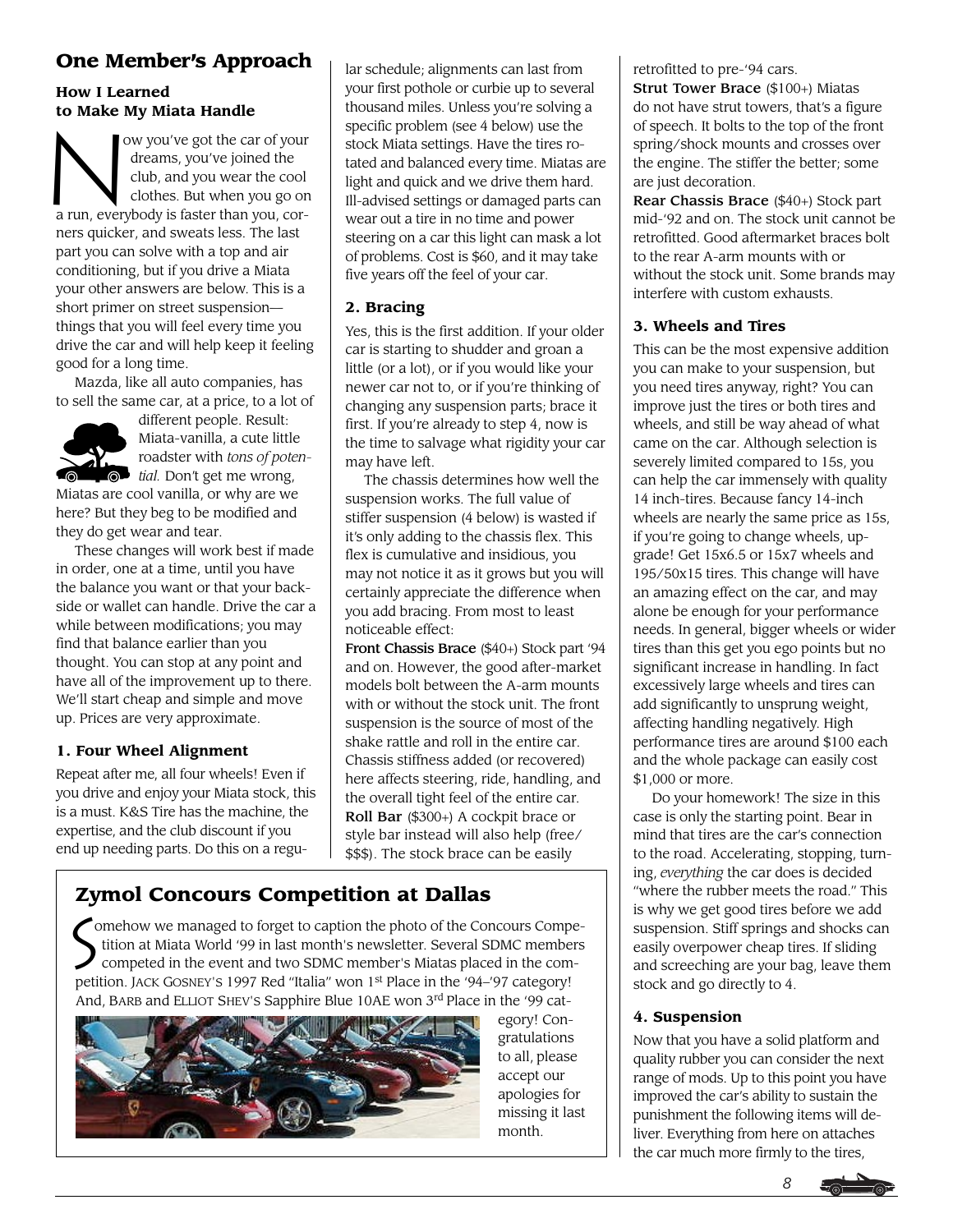## One Member's Approach

### How I Learned to Make My Miata Handle

Now you've got the car of your dreams, you've joined the club, and you wear the cool clothes. But when you go on a run, everybody is faster than you, corners quicker, and sweats less. The last part you can solve with a top and air conditioning, but if you drive a Miata your other answers are below. This is a short primer on street suspension—things that you will feel every time you drive the car and will help keep it feeling good for a long time.

Mazda, like all auto companies, has to sell the same car, at a price, to a lot of different people. Result: Miata-vanilla, a cute little roadster with *tons of potential.* Don't get me wrong, Miatas are cool vanilla, or why are we here? But they beg to be modified and they do get wear and tear.

These changes will work best if made in order, one at a time, until you have the balance you want or that your backside or wallet can handle. Drive the car a while between modifications; you may find that balance earlier than you thought. You can stop at any point and have all of the improvement up to there. We'll start cheap and simple and move up. Prices are very approximate.

### 1. Four Wheel Alignment

Repeat after me, all four wheels! Even if you drive and enjoy your Miata stock, this is a must. K&S Tire has the machine, the expertise, and the club discount if you end up needing parts. Do this on a regular schedule; alignments can last from your first pothole or curbie up to several thousand miles. Unless you're solving a specific problem (see 4 below) use the stock Miata settings. Have the tires rotated and balanced every time. Miatas are light and quick and we drive them hard. Ill-advised settings or damaged parts can wear out a tire in no time and power steering on a car this light can mask a lot of problems. Cost is $60, and it may take five years off the feel of your car.

### 2. Bracing

Yes, this is the first addition. If your older car is starting to shudder and groan a little (or a lot), or if you would like your newer car not to, or if you're thinking of changing any suspension parts; brace it first. If you're already to step 4, now is the time to salvage what rigidity your car may have left.

The chassis determines how well the suspension works. The full value of stiffer suspension (4 below) is wasted if it's only adding to the chassis flex. This flex is cumulative and insidious, you may not notice it as it grows but you will certainly appreciate the difference when you add bracing. From most to least noticeable effect:

**Front Chassis Brace** ($40+) Stock part '94 and on. However, the good after-market models bolt between the A-arm mounts with or without the stock unit. The front suspension is the source of most of the shake rattle and roll in the entire car. Chassis stiffness added (or recovered) here affects steering, ride, handling, and the overall tight feel of the entire car.

**Roll Bar** ($300+) A cockpit brace or style bar instead will also help (free/$$$). The stock brace can be easily retrofitted to pre-'94 cars.

**Strut Tower Brace** ($100+) Miatas do not have strut towers, that's a figure of speech. It bolts to the top of the front spring/shock mounts and crosses over the engine. The stiffer the better; some are just decoration.

**Rear Chassis Brace** ($40+) Stock part mid-'92 and on. The stock unit cannot be retrofitted. Good aftermarket braces bolt to the rear A-arm mounts with or without the stock unit. Some brands may interfere with custom exhausts.

### 3. Wheels and Tires

This can be the most expensive addition you can make to your suspension, but you need tires anyway, right? You can improve just the tires or both tires and wheels, and still be way ahead of what came on the car. Although selection is severely limited compared to 15s, you can help the car immensely with quality 14 inch-tires. Because fancy 14-inch wheels are nearly the same price as 15s, if you're going to change wheels, upgrade! Get 15x6.5 or 15x7 wheels and 195/50x15 tires. This change will have an amazing effect on the car, and may alone be enough for your performance needs. In general, bigger wheels or wider tires than this get you ego points but no significant increase in handling. In fact excessively large wheels and tires can add significantly to unsprung weight, affecting handling negatively. High performance tires are around $100 each and the whole package can easily cost $1,000 or more.

Do your homework! The size in this case is only the starting point. Bear in mind that tires are the car's connection to the road. Accelerating, stopping, turning, *everything* the car does is decided "where the rubber meets the road." This is why we get good tires before we add suspension. Stiff springs and shocks can easily overpower cheap tires. If sliding and screeching are your bag, leave them stock and go directly to 4.

### 4. Suspension

Now that you have a solid platform and quality rubber you can consider the next range of mods. Up to this point you have improved the car's ability to sustain the punishment the following items will deliver. Everything from here on attaches the car much more firmly to the tires,

## Zymol Concours Competition at Dallas

Somehow we managed to forget to caption the photo of the Concours Competition at Miata World '99 in last month's newsletter. Several SDMC members competed in the event and two SDMC member's Miatas placed in the competition. Jack Gosney's 1997 Red "Italia" won 1st Place in the '94–'97 category! And, Barb and Elliot Shev's Sapphire Blue 10AE won 3rd Place in the '99 category! Congratulations to all, please accept our apologies for missing it last month.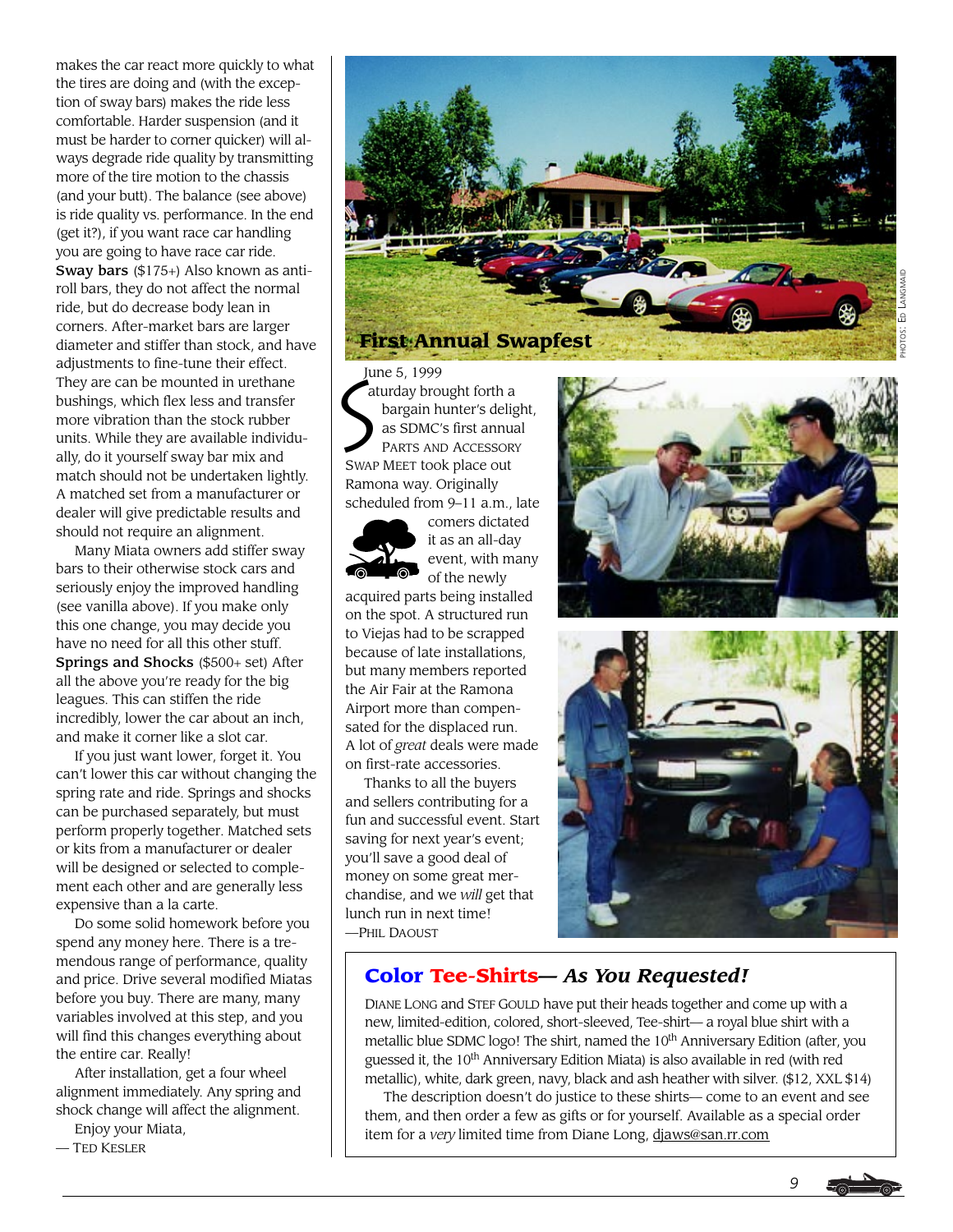makes the car react more quickly to what the tires are doing and (with the exception of sway bars) makes the ride less comfortable. Harder suspension (and it must be harder to corner quicker) will always degrade ride quality by transmitting more of the tire motion to the chassis (and your butt). The balance (see above) is ride quality vs. performance. In the end (get it?), if you want race car handling you are going to have race car ride.

**Sway bars** ($175+) Also known as anti-roll bars, they do not affect the normal ride, but do decrease body lean in corners. After-market bars are larger diameter and stiffer than stock, and have adjustments to fine-tune their effect. They are can be mounted in urethane bushings, which flex less and transfer more vibration than the stock rubber units. While they are available individually, do it yourself sway bar mix and match should not be undertaken lightly. A matched set from a manufacturer or dealer will give predictable results and should not require an alignment.

Many Miata owners add stiffer sway bars to their otherwise stock cars and seriously enjoy the improved handling (see vanilla above). If you make only this one change, you may decide you have no need for all this other stuff.

**Springs and Shocks** ($500+ set) After all the above you're ready for the big leagues. This can stiffen the ride incredibly, lower the car about an inch, and make it corner like a slot car.

If you just want lower, forget it. You can't lower this car without changing the spring rate and ride. Springs and shocks can be purchased separately, but must perform properly together. Matched sets or kits from a manufacturer or dealer will be designed or selected to complement each other and are generally less expensive than a la carte.

Do some solid homework before you spend any money here. There is a tremendous range of performance, quality and price. Drive several modified Miatas before you buy. There are many, many variables involved at this step, and you will find this changes everything about the entire car. Really!

After installation, get a four wheel alignment immediately. Any spring and shock change will affect the alignment.

Enjoy your Miata,

— Ted Kesler

## First Annual Swapfest

Photos: Ed Langmaid

June 5, 1999

Saturday brought forth a bargain hunter's delight, as SDMC's first annual Parts and Accessory Swap Meet took place out Ramona way. Originally scheduled from 9–11 a.m., late comers dictated it as an all-day event, with many of the newly acquired parts being installed on the spot. A structured run to Viejas had to be scrapped because of late installations, but many members reported the Air Fair at the Ramona Airport more than compensated for the displaced run. A lot of *great* deals were made on first-rate accessories.

Thanks to all the buyers and sellers contributing for a fun and successful event. Start saving for next year's event; you'll save a good deal of money on some great merchandise, and we *will* get that lunch run in next time!

—Phil Daoust

## Color Tee-Shirts— *As You Requested!*

Diane Long and Stef Gould have put their heads together and come up with a new, limited-edition, colored, short-sleeved, Tee-shirt— a royal blue shirt with a metallic blue SDMC logo! The shirt, named the 10th Anniversary Edition (after, you guessed it, the 10th Anniversary Edition Miata) is also available in red (with red metallic), white, dark green, navy, black and ash heather with silver. ($12, XXL $14)

The description doesn't do justice to these shirts— come to an event and see them, and then order a few as gifts or for yourself. Available as a special order item for a *very* limited time from Diane Long, djaws@san.rr.com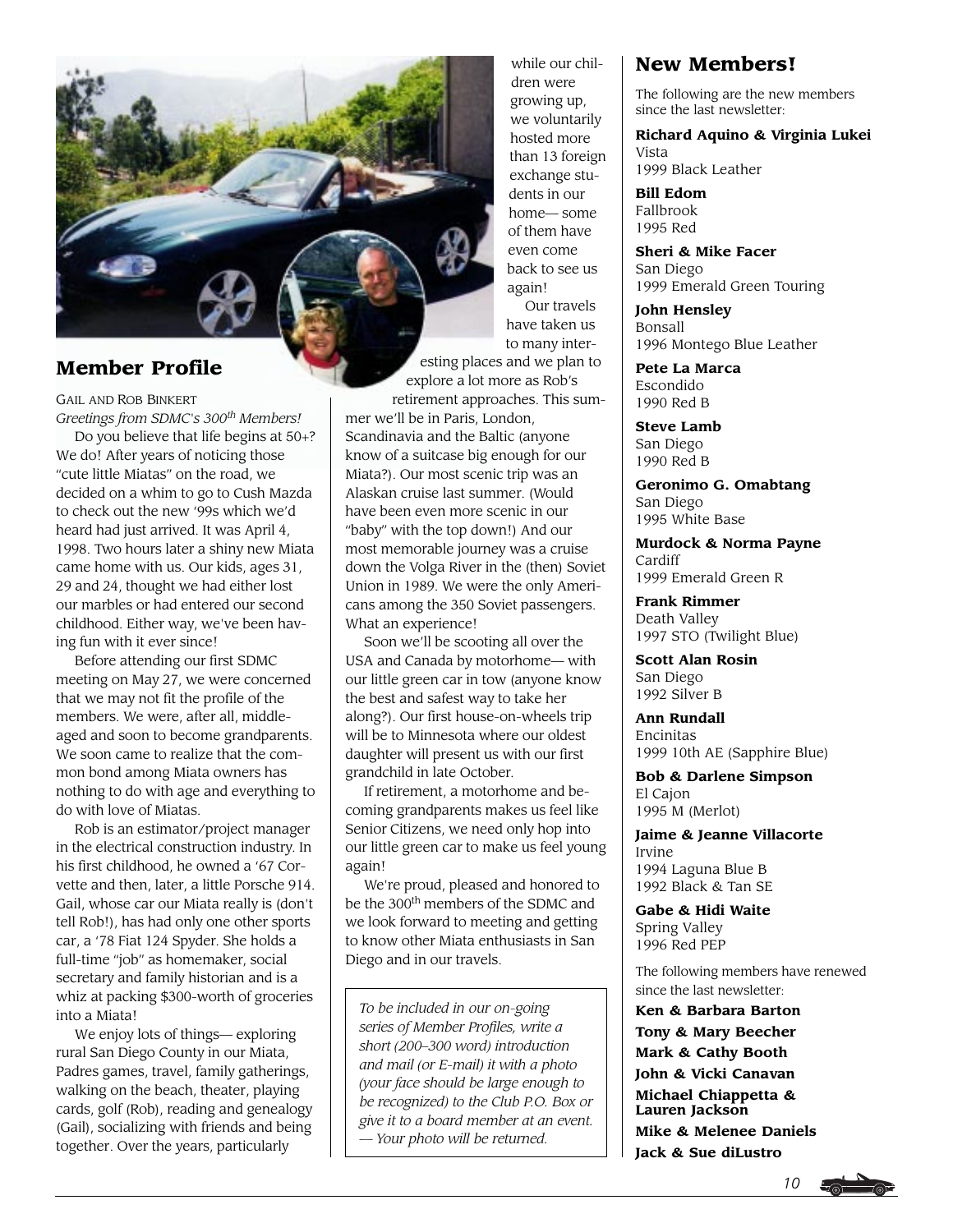## Member Profile

GAIL AND ROB BINKERT

*Greetings from SDMC's 300th Members!*

Do you believe that life begins at 50+? We do! After years of noticing those "cute little Miatas" on the road, we decided on a whim to go to Cush Mazda to check out the new '99s which we'd heard had just arrived. It was April 4, 1998. Two hours later a shiny new Miata came home with us. Our kids, ages 31, 29 and 24, thought we had either lost our marbles or had entered our second childhood. Either way, we've been having fun with it ever since!

Before attending our first SDMC meeting on May 27, we were concerned that we may not fit the profile of the members. We were, after all, middle-aged and soon to become grandparents. We soon came to realize that the common bond among Miata owners has nothing to do with age and everything to do with love of Miatas.

Rob is an estimator/project manager in the electrical construction industry. In his first childhood, he owned a '67 Corvette and then, later, a little Porsche 914. Gail, whose car our Miata really is (don't tell Rob!), has had only one other sports car, a '78 Fiat 124 Spyder. She holds a full-time "job" as homemaker, social secretary and family historian and is a whiz at packing $300-worth of groceries into a Miata!

We enjoy lots of things— exploring rural San Diego County in our Miata, Padres games, travel, family gatherings, walking on the beach, theater, playing cards, golf (Rob), reading and genealogy (Gail), socializing with friends and being together. Over the years, particularly while our children were growing up, we voluntarily hosted more than 13 foreign exchange students in our home— some of them have even come back to see us again!

Our travels have taken us to many interesting places and we plan to explore a lot more as Rob's retirement approaches. This summer we'll be in Paris, London, Scandinavia and the Baltic (anyone know of a suitcase big enough for our Miata?). Our most scenic trip was an Alaskan cruise last summer. (Would have been even more scenic in our "baby" with the top down!) And our most memorable journey was a cruise down the Volga River in the (then) Soviet Union in 1989. We were the only Americans among the 350 Soviet passengers. What an experience!

Soon we'll be scooting all over the USA and Canada by motorhome— with our little green car in tow (anyone know the best and safest way to take her along?). Our first house-on-wheels trip will be to Minnesota where our oldest daughter will present us with our first grandchild in late October.

If retirement, a motorhome and becoming grandparents makes us feel like Senior Citizens, we need only hop into our little green car to make us feel young again!

We're proud, pleased and honored to be the 300th members of the SDMC and we look forward to meeting and getting to know other Miata enthusiasts in San Diego and in our travels.

*To be included in our on-going series of Member Profiles, write a short (200–300 word) introduction and mail (or E-mail) it with a photo (your face should be large enough to be recognized) to the Club P.O. Box or give it to a board member at an event. — Your photo will be returned.*

## New Members!

The following are the new members since the last newsletter:

**Richard Aquino & Virginia Lukei**
Vista
1999 Black Leather

**Bill Edom**
Fallbrook
1995 Red

**Sheri & Mike Facer**
San Diego
1999 Emerald Green Touring

**John Hensley**
Bonsall
1996 Montego Blue Leather

**Pete La Marca**
Escondido
1990 Red B

**Steve Lamb**
San Diego
1990 Red B

**Geronimo G. Omabtang**
San Diego
1995 White Base

**Murdock & Norma Payne**
Cardiff
1999 Emerald Green R

**Frank Rimmer**
Death Valley
1997 STO (Twilight Blue)

**Scott Alan Rosin**
San Diego
1992 Silver B

**Ann Rundall**
Encinitas
1999 10th AE (Sapphire Blue)

**Bob & Darlene Simpson**
El Cajon
1995 M (Merlot)

**Jaime & Jeanne Villacorte**
Irvine
1994 Laguna Blue B
1992 Black & Tan SE

**Gabe & Hidi Waite**
Spring Valley
1996 Red PEP

The following members have renewed since the last newsletter:

**Ken & Barbara Barton**

**Tony & Mary Beecher**

**Mark & Cathy Booth**

**John & Vicki Canavan**

**Michael Chiappetta & Lauren Jackson**

**Mike & Melenee Daniels**

**Jack & Sue diLustro**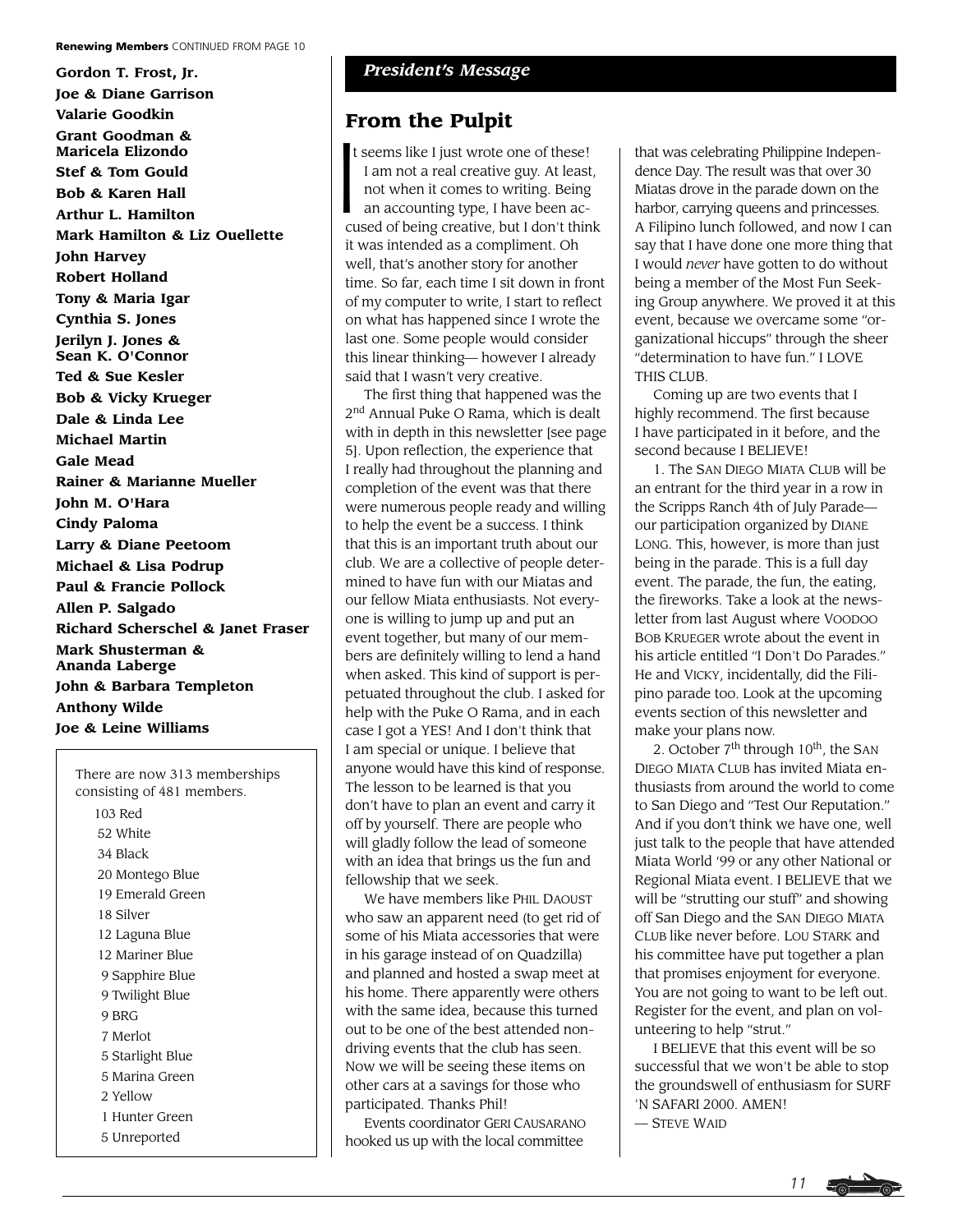**Renewing Members** CONTINUED FROM PAGE 10

**Gordon T. Frost, Jr.**
**Joe & Diane Garrison**
**Valarie Goodkin**
**Grant Goodman & Maricela Elizondo**
**Stef & Tom Gould**
**Bob & Karen Hall**
**Arthur L. Hamilton**
**Mark Hamilton & Liz Ouellette**
**John Harvey**
**Robert Holland**
**Tony & Maria Igar**
**Cynthia S. Jones**
**Jerilyn J. Jones & Sean K. O'Connor**
**Ted & Sue Kesler**
**Bob & Vicky Krueger**
**Dale & Linda Lee**
**Michael Martin**
**Gale Mead**
**Rainer & Marianne Mueller**
**John M. O'Hara**
**Cindy Paloma**
**Larry & Diane Peetoom**
**Michael & Lisa Podrup**
**Paul & Francie Pollock**
**Allen P. Salgado**
**Richard Scherschel & Janet Fraser**
**Mark Shusterman & Ananda Laberge**
**John & Barbara Templeton**
**Anthony Wilde**
**Joe & Leine Williams**

There are now 313 memberships consisting of 481 members.

- 103 Red
- 52 White
- 34 Black
- 20 Montego Blue
- 19 Emerald Green
- 18 Silver
- 12 Laguna Blue
- 12 Mariner Blue
- 9 Sapphire Blue
- 9 Twilight Blue
- 9 BRG
- 7 Merlot
- 5 Starlight Blue
- 5 Marina Green
- 2 Yellow
- 1 Hunter Green
- 5 Unreported

***President's Message***

## From the Pulpit

It seems like I just wrote one of these! I am not a real creative guy. At least, not when it comes to writing. Being an accounting type, I have been accused of being creative, but I don't think it was intended as a compliment. Oh well, that's another story for another time. So far, each time I sit down in front of my computer to write, I start to reflect on what has happened since I wrote the last one. Some people would consider this linear thinking— however I already said that I wasn't very creative.

The first thing that happened was the 2nd Annual Puke O Rama, which is dealt with in depth in this newsletter [see page 5]. Upon reflection, the experience that I really had throughout the planning and completion of the event was that there were numerous people ready and willing to help the event be a success. I think that this is an important truth about our club. We are a collective of people determined to have fun with our Miatas and our fellow Miata enthusiasts. Not everyone is willing to jump up and put an event together, but many of our members are definitely willing to lend a hand when asked. This kind of support is perpetuated throughout the club. I asked for help with the Puke O Rama, and in each case I got a YES! And I don't think that I am special or unique. I believe that anyone would have this kind of response. The lesson to be learned is that you don't have to plan an event and carry it off by yourself. There are people who will gladly follow the lead of someone with an idea that brings us the fun and fellowship that we seek.

We have members like PHIL DAOUST who saw an apparent need (to get rid of some of his Miata accessories that were in his garage instead of on Quadzilla) and planned and hosted a swap meet at his home. There apparently were others with the same idea, because this turned out to be one of the best attended non-driving events that the club has seen. Now we will be seeing these items on other cars at a savings for those who participated. Thanks Phil!

Events coordinator GERI CAUSARANO hooked us up with the local committee that was celebrating Philippine Independence Day. The result was that over 30 Miatas drove in the parade down on the harbor, carrying queens and princesses. A Filipino lunch followed, and now I can say that I have done one more thing that I would *never* have gotten to do without being a member of the Most Fun Seeking Group anywhere. We proved it at this event, because we overcame some "organizational hiccups" through the sheer "determination to have fun." I LOVE THIS CLUB.

Coming up are two events that I highly recommend. The first because I have participated in it before, and the second because I BELIEVE!

1. The SAN DIEGO MIATA CLUB will be an entrant for the third year in a row in the Scripps Ranch 4th of July Parade— our participation organized by DIANE LONG. This, however, is more than just being in the parade. This is a full day event. The parade, the fun, the eating, the fireworks. Take a look at the newsletter from last August where VOODOO BOB KRUEGER wrote about the event in his article entitled "I Don't Do Parades." He and VICKY, incidentally, did the Filipino parade too. Look at the upcoming events section of this newsletter and make your plans now.

2. October 7th through 10th, the SAN DIEGO MIATA CLUB has invited Miata enthusiasts from around the world to come to San Diego and "Test Our Reputation." And if you don't think we have one, well just talk to the people that have attended Miata World '99 or any other National or Regional Miata event. I BELIEVE that we will be "strutting our stuff" and showing off San Diego and the SAN DIEGO MIATA CLUB like never before. LOU STARK and his committee have put together a plan that promises enjoyment for everyone. You are not going to want to be left out. Register for the event, and plan on volunteering to help "strut."

I BELIEVE that this event will be so successful that we won't be able to stop the groundswell of enthusiasm for SURF 'N SAFARI 2000. AMEN!

— STEVE WAID